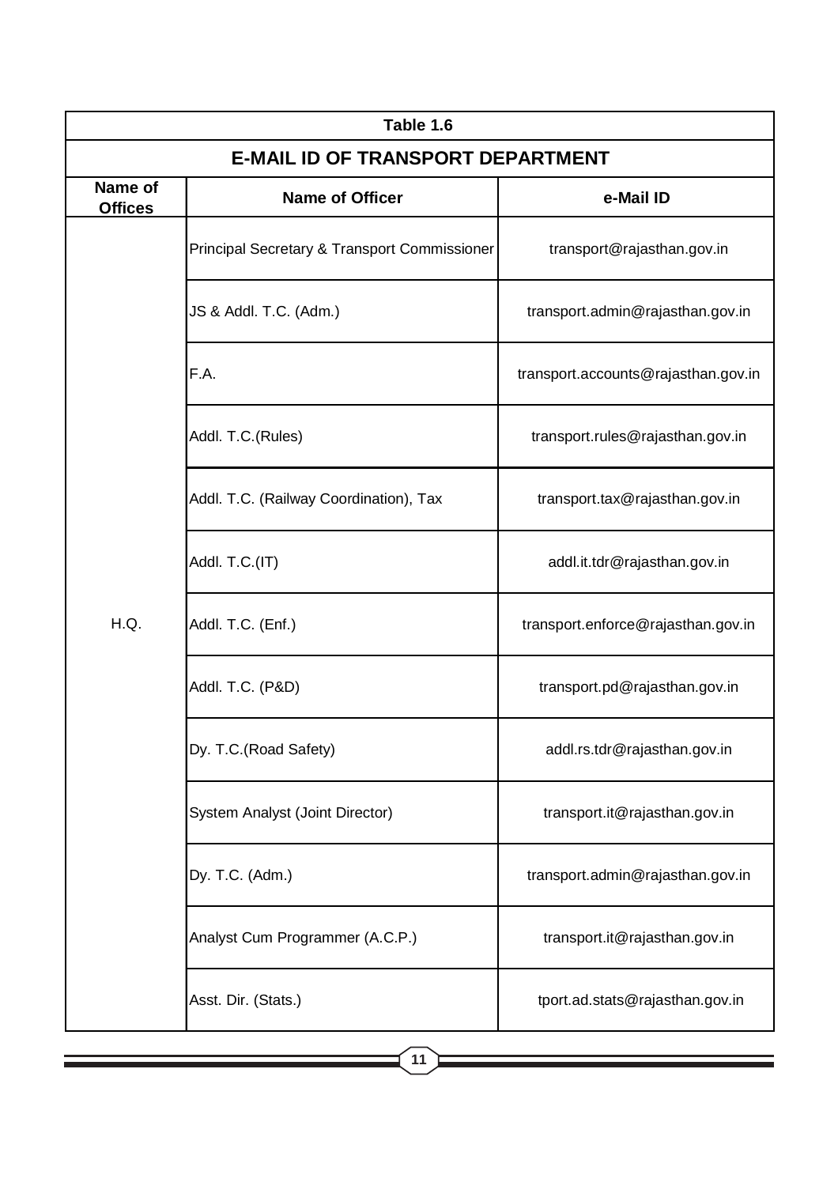| Table 1.6 | | |
|---|---|---|
| **E-MAIL ID OF TRANSPORT DEPARTMENT** | | |
| **Name of Offices** | **Name of Officer** | **e-Mail ID** |
| H.Q. | Principal Secretary & Transport Commissioner | transport@rajasthan.gov.in |
| | JS & Addl. T.C. (Adm.) | transport.admin@rajasthan.gov.in |
| | F.A. | transport.accounts@rajasthan.gov.in |
| | Addl. T.C.(Rules) | transport.rules@rajasthan.gov.in |
| | Addl. T.C. (Railway Coordination), Tax | transport.tax@rajasthan.gov.in |
| | Addl. T.C.(IT) | addl.it.tdr@rajasthan.gov.in |
| | Addl. T.C. (Enf.) | transport.enforce@rajasthan.gov.in |
| | Addl. T.C. (P&D) | transport.pd@rajasthan.gov.in |
| | Dy. T.C.(Road Safety) | addl.rs.tdr@rajasthan.gov.in |
| | System Analyst (Joint Director) | transport.it@rajasthan.gov.in |
| | Dy. T.C. (Adm.) | transport.admin@rajasthan.gov.in |
| | Analyst Cum Programmer (A.C.P.) | transport.it@rajasthan.gov.in |
| | Asst. Dir. (Stats.) | tport.ad.stats@rajasthan.gov.in |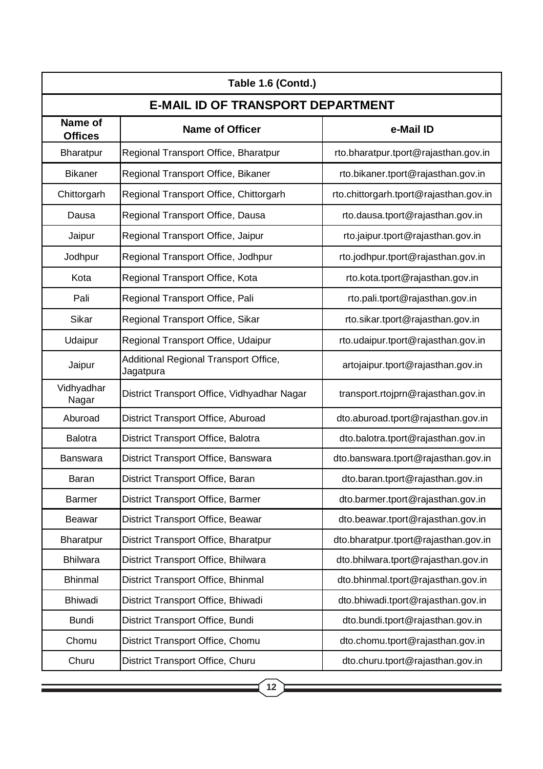| Table 1.6 (Contd.) | | |
|---|---|---|
| **E-MAIL ID OF TRANSPORT DEPARTMENT** | | |
| **Name of Offices** | **Name of Officer** | **e-Mail ID** |
| Bharatpur | Regional Transport Office, Bharatpur | rto.bharatpur.tport@rajasthan.gov.in |
| Bikaner | Regional Transport Office, Bikaner | rto.bikaner.tport@rajasthan.gov.in |
| Chittorgarh | Regional Transport Office, Chittorgarh | rto.chittorgarh.tport@rajasthan.gov.in |
| Dausa | Regional Transport Office, Dausa | rto.dausa.tport@rajasthan.gov.in |
| Jaipur | Regional Transport Office, Jaipur | rto.jaipur.tport@rajasthan.gov.in |
| Jodhpur | Regional Transport Office, Jodhpur | rto.jodhpur.tport@rajasthan.gov.in |
| Kota | Regional Transport Office, Kota | rto.kota.tport@rajasthan.gov.in |
| Pali | Regional Transport Office, Pali | rto.pali.tport@rajasthan.gov.in |
| Sikar | Regional Transport Office, Sikar | rto.sikar.tport@rajasthan.gov.in |
| Udaipur | Regional Transport Office, Udaipur | rto.udaipur.tport@rajasthan.gov.in |
| Jaipur | Additional Regional Transport Office, Jagatpura | artojaipur.tport@rajasthan.gov.in |
| Vidhyadhar Nagar | District Transport Office, Vidhyadhar Nagar | transport.rtojprn@rajasthan.gov.in |
| Aburoad | District Transport Office, Aburoad | dto.aburoad.tport@rajasthan.gov.in |
| Balotra | District Transport Office, Balotra | dto.balotra.tport@rajasthan.gov.in |
| Banswara | District Transport Office, Banswara | dto.banswara.tport@rajasthan.gov.in |
| Baran | District Transport Office, Baran | dto.baran.tport@rajasthan.gov.in |
| Barmer | District Transport Office, Barmer | dto.barmer.tport@rajasthan.gov.in |
| Beawar | District Transport Office, Beawar | dto.beawar.tport@rajasthan.gov.in |
| Bharatpur | District Transport Office, Bharatpur | dto.bharatpur.tport@rajasthan.gov.in |
| Bhilwara | District Transport Office, Bhilwara | dto.bhilwara.tport@rajasthan.gov.in |
| Bhinmal | District Transport Office, Bhinmal | dto.bhinmal.tport@rajasthan.gov.in |
| Bhiwadi | District Transport Office, Bhiwadi | dto.bhiwadi.tport@rajasthan.gov.in |
| Bundi | District Transport Office, Bundi | dto.bundi.tport@rajasthan.gov.in |
| Chomu | District Transport Office, Chomu | dto.chomu.tport@rajasthan.gov.in |
| Churu | District Transport Office, Churu | dto.churu.tport@rajasthan.gov.in |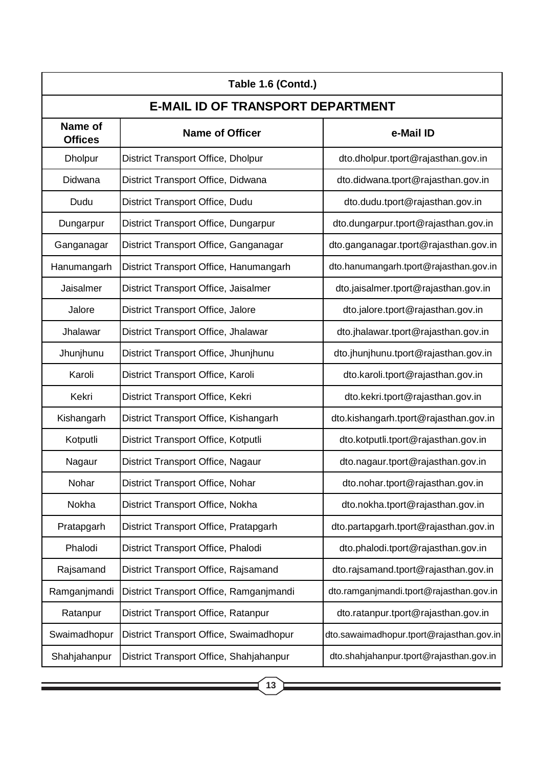| Table 1.6 (Contd.) | | |
|---|---|---|
| **E-MAIL ID OF TRANSPORT DEPARTMENT** | | |
| **Name of Offices** | **Name of Officer** | **e-Mail ID** |
| Dholpur | District Transport Office, Dholpur | dto.dholpur.tport@rajasthan.gov.in |
| Didwana | District Transport Office, Didwana | dto.didwana.tport@rajasthan.gov.in |
| Dudu | District Transport Office, Dudu | dto.dudu.tport@rajasthan.gov.in |
| Dungarpur | District Transport Office, Dungarpur | dto.dungarpur.tport@rajasthan.gov.in |
| Ganganagar | District Transport Office, Ganganagar | dto.ganganagar.tport@rajasthan.gov.in |
| Hanumangarh | District Transport Office, Hanumangarh | dto.hanumangarh.tport@rajasthan.gov.in |
| Jaisalmer | District Transport Office, Jaisalmer | dto.jaisalmer.tport@rajasthan.gov.in |
| Jalore | District Transport Office, Jalore | dto.jalore.tport@rajasthan.gov.in |
| Jhalawar | District Transport Office, Jhalawar | dto.jhalawar.tport@rajasthan.gov.in |
| Jhunjhunu | District Transport Office, Jhunjhunu | dto.jhunjhunu.tport@rajasthan.gov.in |
| Karoli | District Transport Office, Karoli | dto.karoli.tport@rajasthan.gov.in |
| Kekri | District Transport Office, Kekri | dto.kekri.tport@rajasthan.gov.in |
| Kishangarh | District Transport Office, Kishangarh | dto.kishangarh.tport@rajasthan.gov.in |
| Kotputli | District Transport Office, Kotputli | dto.kotputli.tport@rajasthan.gov.in |
| Nagaur | District Transport Office, Nagaur | dto.nagaur.tport@rajasthan.gov.in |
| Nohar | District Transport Office, Nohar | dto.nohar.tport@rajasthan.gov.in |
| Nokha | District Transport Office, Nokha | dto.nokha.tport@rajasthan.gov.in |
| Pratapgarh | District Transport Office, Pratapgarh | dto.partapgarh.tport@rajasthan.gov.in |
| Phalodi | District Transport Office, Phalodi | dto.phalodi.tport@rajasthan.gov.in |
| Rajsamand | District Transport Office, Rajsamand | dto.rajsamand.tport@rajasthan.gov.in |
| Ramganjmandi | District Transport Office, Ramganjmandi | dto.ramganjmandi.tport@rajasthan.gov.in |
| Ratanpur | District Transport Office, Ratanpur | dto.ratanpur.tport@rajasthan.gov.in |
| Swaimadhopur | District Transport Office, Swaimadhopur | dto.sawaimadhopur.tport@rajasthan.gov.in |
| Shahjahanpur | District Transport Office, Shahjahanpur | dto.shahjahanpur.tport@rajasthan.gov.in |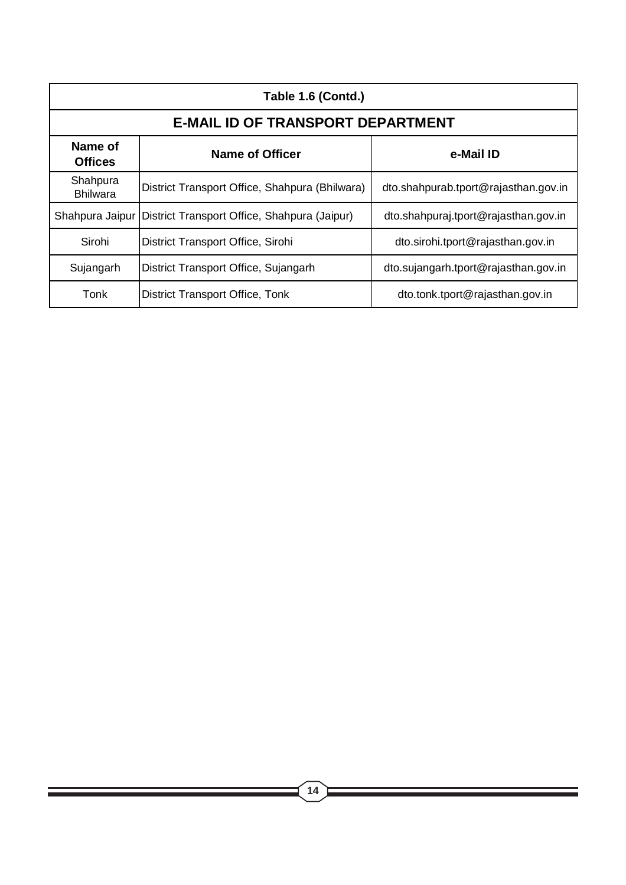**Table 1.6 (Contd.)**

## E-MAIL ID OF TRANSPORT DEPARTMENT

| Name of Offices | Name of Officer | e-Mail ID |
|---|---|---|
| Shahpura Bhilwara | District Transport Office, Shahpura (Bhilwara) | dto.shahpurab.tport@rajasthan.gov.in |
| Shahpura Jaipur | District Transport Office, Shahpura (Jaipur) | dto.shahpuraj.tport@rajasthan.gov.in |
| Sirohi | District Transport Office, Sirohi | dto.sirohi.tport@rajasthan.gov.in |
| Sujangarh | District Transport Office, Sujangarh | dto.sujangarh.tport@rajasthan.gov.in |
| Tonk | District Transport Office, Tonk | dto.tonk.tport@rajasthan.gov.in |